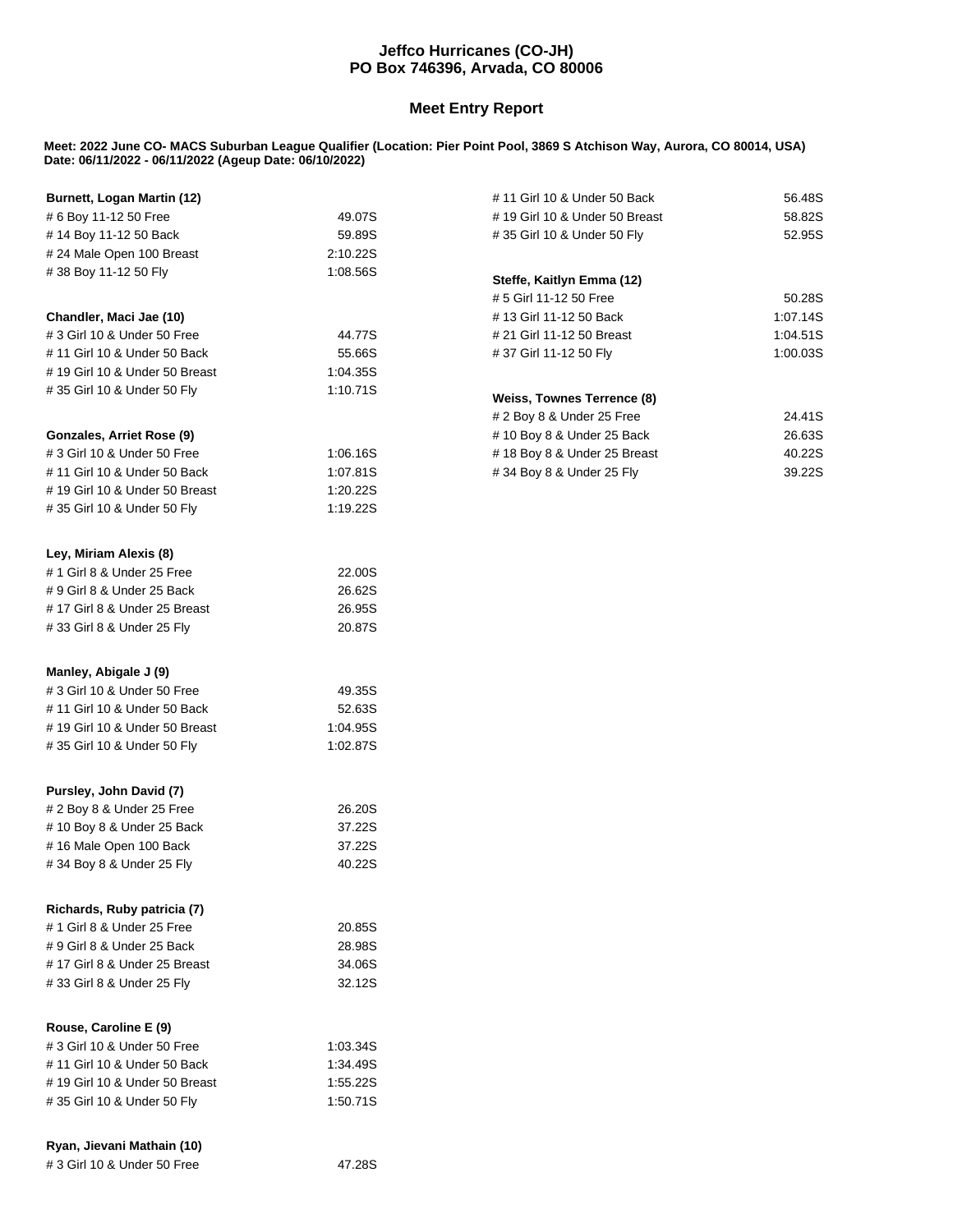**Jeffco Hurricanes (CO-JH)**
**PO Box 746396, Arvada, CO 80006**

## Meet Entry Report

**Meet: 2022 June CO- MACS Suburban League Qualifier (Location: Pier Point Pool, 3869 S Atchison Way, Aurora, CO 80014, USA)**
**Date: 06/11/2022 - 06/11/2022 (Ageup Date: 06/10/2022)**

**Burnett, Logan Martin (12)**

| | |
|---|---|
| # 6 Boy 11-12 50 Free | 49.07S |
| # 14 Boy 11-12 50 Back | 59.89S |
| # 24 Male Open 100 Breast | 2:10.22S |
| # 38 Boy 11-12 50 Fly | 1:08.56S |

**Chandler, Maci Jae (10)**

| | |
|---|---|
| # 3 Girl 10 & Under 50 Free | 44.77S |
| # 11 Girl 10 & Under 50 Back | 55.66S |
| # 19 Girl 10 & Under 50 Breast | 1:04.35S |
| # 35 Girl 10 & Under 50 Fly | 1:10.71S |

**Gonzales, Arriet Rose (9)**

| | |
|---|---|
| # 3 Girl 10 & Under 50 Free | 1:06.16S |
| # 11 Girl 10 & Under 50 Back | 1:07.81S |
| # 19 Girl 10 & Under 50 Breast | 1:20.22S |
| # 35 Girl 10 & Under 50 Fly | 1:19.22S |

**Ley, Miriam Alexis (8)**

| | |
|---|---|
| # 1 Girl 8 & Under 25 Free | 22.00S |
| # 9 Girl 8 & Under 25 Back | 26.62S |
| # 17 Girl 8 & Under 25 Breast | 26.95S |
| # 33 Girl 8 & Under 25 Fly | 20.87S |

**Manley, Abigale J (9)**

| | |
|---|---|
| # 3 Girl 10 & Under 50 Free | 49.35S |
| # 11 Girl 10 & Under 50 Back | 52.63S |
| # 19 Girl 10 & Under 50 Breast | 1:04.95S |
| # 35 Girl 10 & Under 50 Fly | 1:02.87S |

**Pursley, John David (7)**

| | |
|---|---|
| # 2 Boy 8 & Under 25 Free | 26.20S |
| # 10 Boy 8 & Under 25 Back | 37.22S |
| # 16 Male Open 100 Back | 37.22S |
| # 34 Boy 8 & Under 25 Fly | 40.22S |

**Richards, Ruby patricia (7)**

| | |
|---|---|
| # 1 Girl 8 & Under 25 Free | 20.85S |
| # 9 Girl 8 & Under 25 Back | 28.98S |
| # 17 Girl 8 & Under 25 Breast | 34.06S |
| # 33 Girl 8 & Under 25 Fly | 32.12S |

**Rouse, Caroline E (9)**

| | |
|---|---|
| # 3 Girl 10 & Under 50 Free | 1:03.34S |
| # 11 Girl 10 & Under 50 Back | 1:34.49S |
| # 19 Girl 10 & Under 50 Breast | 1:55.22S |
| # 35 Girl 10 & Under 50 Fly | 1:50.71S |

**Ryan, Jievani Mathain (10)**

| | |
|---|---|
| # 3 Girl 10 & Under 50 Free | 47.28S |
| # 11 Girl 10 & Under 50 Back | 56.48S |
| # 19 Girl 10 & Under 50 Breast | 58.82S |
| # 35 Girl 10 & Under 50 Fly | 52.95S |

**Steffe, Kaitlyn Emma (12)**

| | |
|---|---|
| # 5 Girl 11-12 50 Free | 50.28S |
| # 13 Girl 11-12 50 Back | 1:07.14S |
| # 21 Girl 11-12 50 Breast | 1:04.51S |
| # 37 Girl 11-12 50 Fly | 1:00.03S |

**Weiss, Townes Terrence (8)**

| | |
|---|---|
| # 2 Boy 8 & Under 25 Free | 24.41S |
| # 10 Boy 8 & Under 25 Back | 26.63S |
| # 18 Boy 8 & Under 25 Breast | 40.22S |
| # 34 Boy 8 & Under 25 Fly | 39.22S |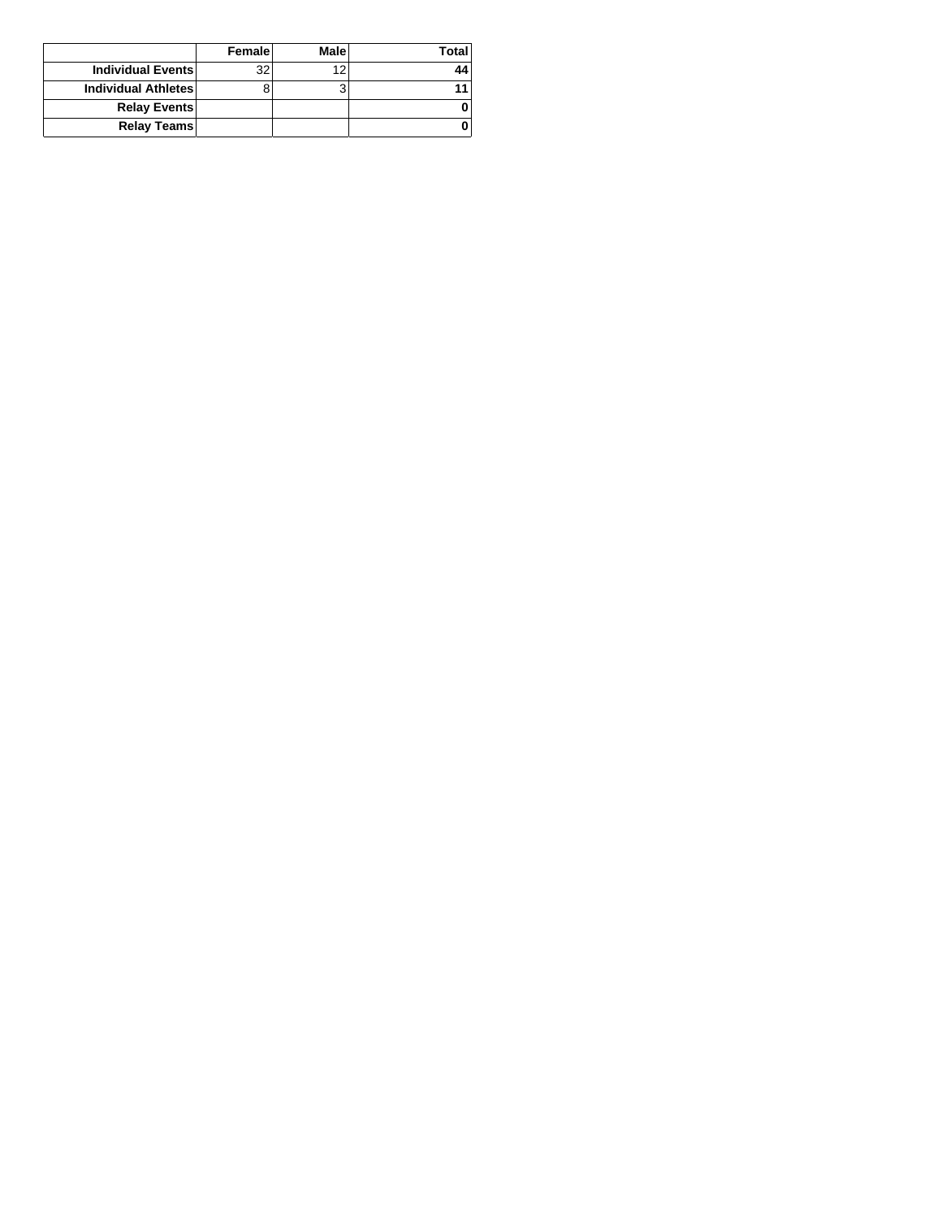| | Female | Male | Total |
|---|---|---|---|
| **Individual Events** | 32 | 12 | **44** |
| **Individual Athletes** | 8 | 3 | **11** |
| **Relay Events** | | | **0** |
| **Relay Teams** | | | **0** |